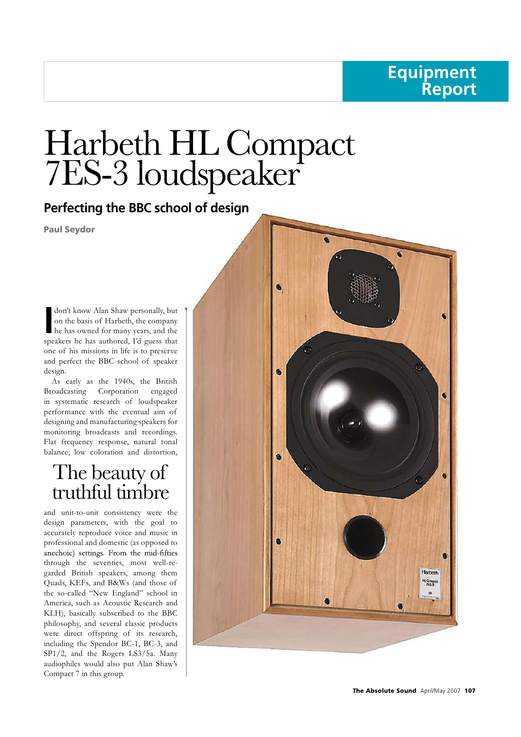Equipment Report

# Harbeth HL Compact 7ES-3 loudspeaker

## Perfecting the BBC school of design

**Paul Seydor**

I don't know Alan Shaw personally, but on the basis of Harbeth, the company he has owned for many years, and the speakers he has authored, I'd guess that one of his missions in life is to preserve and perfect the BBC school of speaker design.

As early as the 1940s, the British Broadcasting Corporation engaged in systematic research of loudspeaker performance with the eventual aim of designing and manufacturing speakers for monitoring broadcasts and recordings. Flat frequency response, natural tonal balance, low coloration and distortion,

> The beauty of truthful timbre

and unit-to-unit consistency were the design parameters, with the goal to accurately reproduce voice and music in professional and domestic (as opposed to anechoic) settings. From the mid-fifties through the seventies, most well-regarded British speakers, among them Quads, KEFs, and B&Ws (and those of the so-called "New England" school in America, such as Acoustic Research and KLH), basically subscribed to the BBC philosophy, and several classic products were direct offspring of its research, including the Spendor BC-1, BC-3, and SP1/2, and the Rogers LS3/5a. Many audiophiles would also put Alan Shaw's Compact 7 in this group.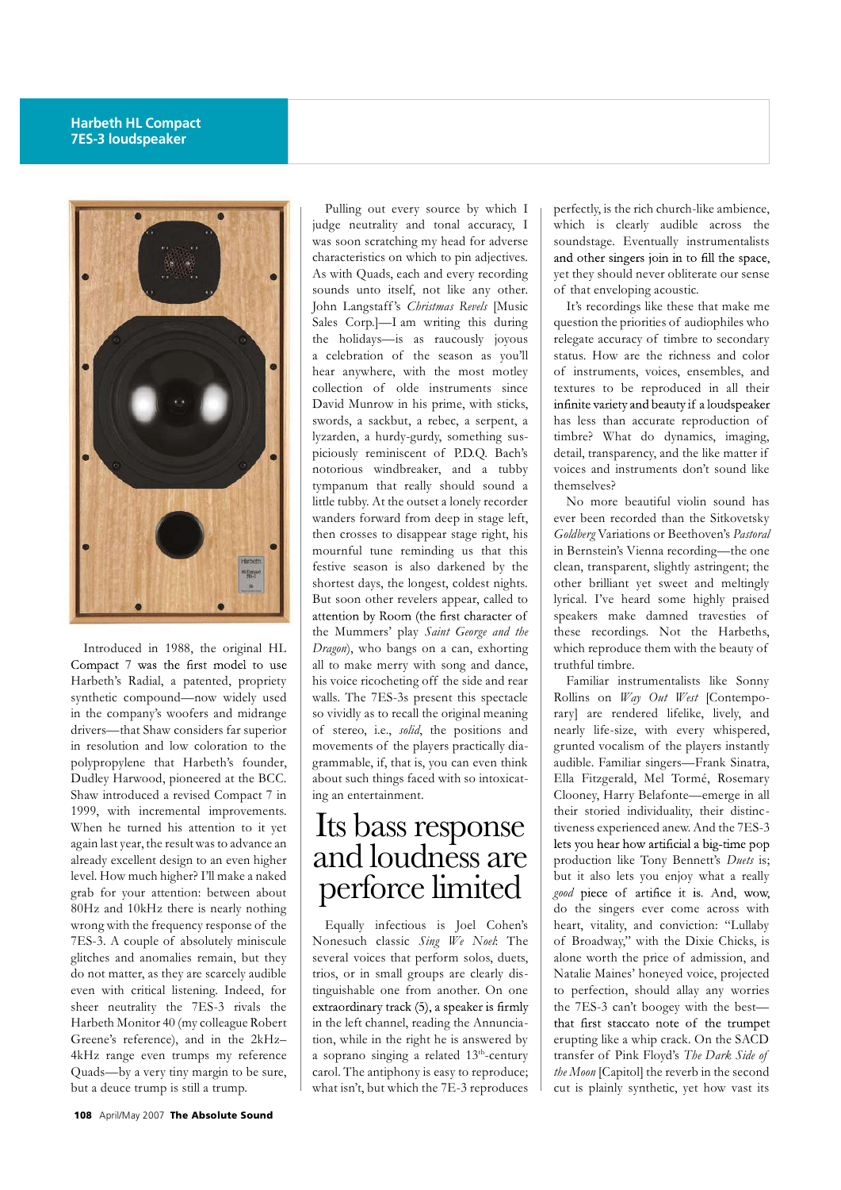Introduced in 1988, the original HL Compact 7 was the first model to use Harbeth's Radial, a patented, propriety synthetic compound—now widely used in the company's woofers and midrange drivers—that Shaw considers far superior in resolution and low coloration to the polypropylene that Harbeth's founder, Dudley Harwood, pioneered at the BCC. Shaw introduced a revised Compact 7 in 1999, with incremental improvements. When he turned his attention to it yet again last year, the result was to advance an already excellent design to an even higher level. How much higher? I'll make a naked grab for your attention: between about 80Hz and 10kHz there is nearly nothing wrong with the frequency response of the 7ES-3. A couple of absolutely miniscule glitches and anomalies remain, but they do not matter, as they are scarcely audible even with critical listening. Indeed, for sheer neutrality the 7ES-3 rivals the Harbeth Monitor 40 (my colleague Robert Greene's reference), and in the 2kHz–4kHz range even trumps my reference Quads—by a very tiny margin to be sure, but a deuce trump is still a trump.

Pulling out every source by which I judge neutrality and tonal accuracy, I was soon scratching my head for adverse characteristics on which to pin adjectives. As with Quads, each and every recording sounds unto itself, not like any other. John Langstaff's *Christmas Revels* [Music Sales Corp.]—I am writing this during the holidays—is as raucously joyous a celebration of the season as you'll hear anywhere, with the most motley collection of olde instruments since David Munrow in his prime, with sticks, swords, a sackbut, a rebec, a serpent, a lyzarden, a hurdy-gurdy, something suspiciously reminiscent of P.D.Q. Bach's notorious windbreaker, and a tubby tympanum that really should sound a little tubby. At the outset a lonely recorder wanders forward from deep in stage left, then crosses to disappear stage right, his mournful tune reminding us that this festive season is also darkened by the shortest days, the longest, coldest nights. But soon other revelers appear, called to attention by Room (the first character of the Mummers' play *Saint George and the Dragon*), who bangs on a can, exhorting all to make merry with song and dance, his voice ricocheting off the side and rear walls. The 7ES-3s present this spectacle so vividly as to recall the original meaning of stereo, i.e., *solid*, the positions and movements of the players practically diagrammable, if, that is, you can even think about such things faced with so intoxicating an entertainment.

## Its bass response and loudness are perforce limited

Equally infectious is Joel Cohen's Nonesuch classic *Sing We Noel*. The several voices that perform solos, duets, trios, or in small groups are clearly distinguishable one from another. On one extraordinary track (5), a speaker is firmly in the left channel, reading the Annunciation, while in the right he is answered by a soprano singing a related 13th-century carol. The antiphony is easy to reproduce; what isn't, but which the 7E-3 reproduces perfectly, is the rich church-like ambience, which is clearly audible across the soundstage. Eventually instrumentalists and other singers join in to fill the space, yet they should never obliterate our sense of that enveloping acoustic.

It's recordings like these that make me question the priorities of audiophiles who relegate accuracy of timbre to secondary status. How are the richness and color of instruments, voices, ensembles, and textures to be reproduced in all their infinite variety and beauty if a loudspeaker has less than accurate reproduction of timbre? What do dynamics, imaging, detail, transparency, and the like matter if voices and instruments don't sound like themselves?

No more beautiful violin sound has ever been recorded than the Sitkovetsky *Goldberg* Variations or Beethoven's *Pastoral* in Bernstein's Vienna recording—the one clean, transparent, slightly astringent; the other brilliant yet sweet and meltingly lyrical. I've heard some highly praised speakers make damned travesties of these recordings. Not the Harbeths, which reproduce them with the beauty of truthful timbre.

Familiar instrumentalists like Sonny Rollins on *Way Out West* [Contemporary] are rendered lifelike, lively, and nearly life-size, with every whispered, grunted vocalism of the players instantly audible. Familiar singers—Frank Sinatra, Ella Fitzgerald, Mel Tormé, Rosemary Clooney, Harry Belafonte—emerge in all their storied individuality, their distinctiveness experienced anew. And the 7ES-3 lets you hear how artificial a big-time pop production like Tony Bennett's *Duets* is; but it also lets you enjoy what a really *good* piece of artifice it is. And, wow, do the singers ever come across with heart, vitality, and conviction: "Lullaby of Broadway," with the Dixie Chicks, is alone worth the price of admission, and Natalie Maines' honeyed voice, projected to perfection, should allay any worries the 7ES-3 can't boogey with the best—that first staccato note of the trumpet erupting like a whip crack. On the SACD transfer of Pink Floyd's *The Dark Side of the Moon* [Capitol] the reverb in the second cut is plainly synthetic, yet how vast its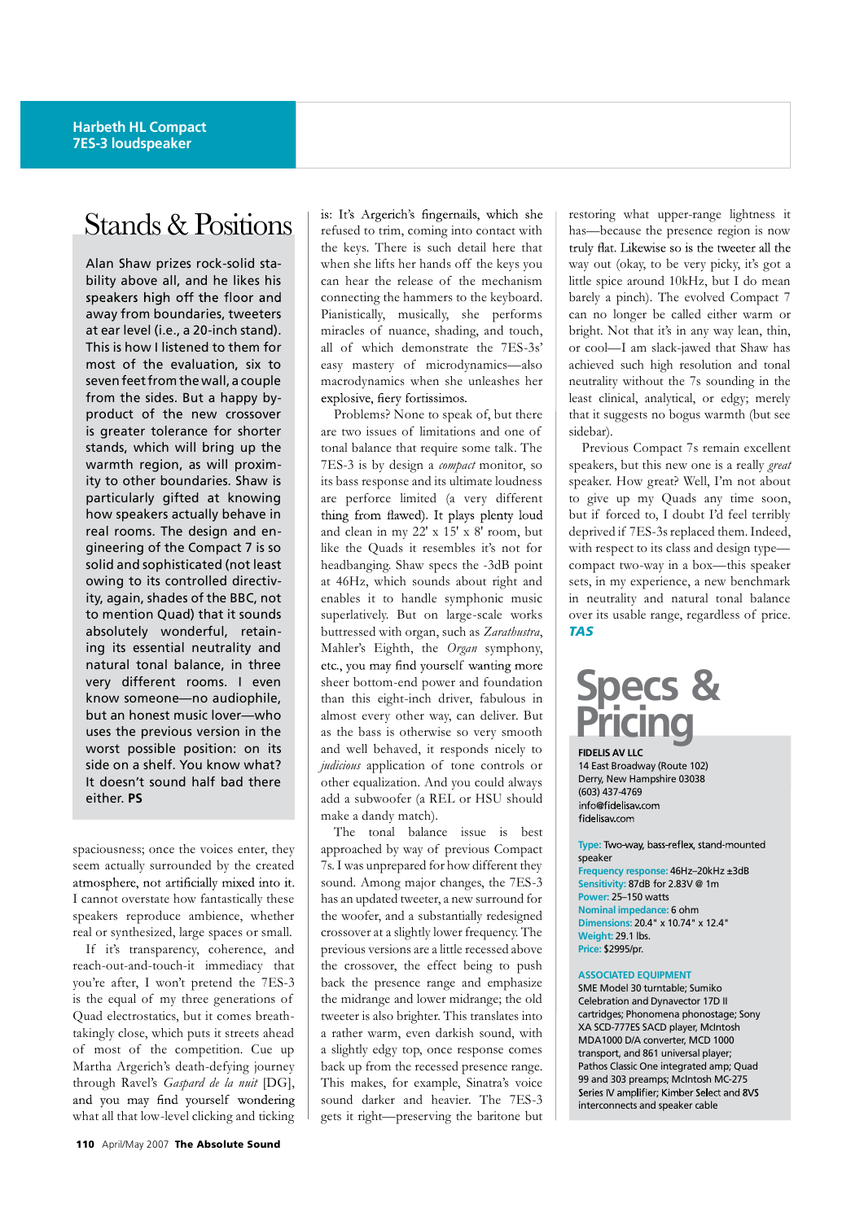## Stands & Positions

Alan Shaw prizes rock-solid stability above all, and he likes his speakers high off the floor and away from boundaries, tweeters at ear level (i.e., a 20-inch stand). This is how I listened to them for most of the evaluation, six to seven feet from the wall, a couple from the sides. But a happy by-product of the new crossover is greater tolerance for shorter stands, which will bring up the warmth region, as will proximity to other boundaries. Shaw is particularly gifted at knowing how speakers actually behave in real rooms. The design and engineering of the Compact 7 is so solid and sophisticated (not least owing to its controlled directivity, again, shades of the BBC, not to mention Quad) that it sounds absolutely wonderful, retaining its essential neutrality and natural tonal balance, in three very different rooms. I even know someone—no audiophile, but an honest music lover—who uses the previous version in the worst possible position: on its side on a shelf. You know what? It doesn't sound half bad there either. **PS**

spaciousness; once the voices enter, they seem actually surrounded by the created atmosphere, not artificially mixed into it. I cannot overstate how fantastically these speakers reproduce ambience, whether real or synthesized, large spaces or small.

If it's transparency, coherence, and reach-out-and-touch-it immediacy that you're after, I won't pretend the 7ES-3 is the equal of my three generations of Quad electrostatics, but it comes breathtakingly close, which puts it streets ahead of most of the competition. Cue up Martha Argerich's death-defying journey through Ravel's *Gaspard de la nuit* [DG], and you may find yourself wondering what all that low-level clicking and ticking is: It's Argerich's fingernails, which she refused to trim, coming into contact with the keys. There is such detail here that when she lifts her hands off the keys you can hear the release of the mechanism connecting the hammers to the keyboard. Pianistically, musically, she performs miracles of nuance, shading, and touch, all of which demonstrate the 7ES-3s' easy mastery of microdynamics—also macrodynamics when she unleashes her explosive, fiery fortissimos.

Problems? None to speak of, but there are two issues of limitations and one of tonal balance that require some talk. The 7ES-3 is by design a *compact* monitor, so its bass response and its ultimate loudness are perforce limited (a very different thing from flawed). It plays plenty loud and clean in my 22' x 15' x 8' room, but like the Quads it resembles it's not for headbanging. Shaw specs the -3dB point at 46Hz, which sounds about right and enables it to handle symphonic music superlatively. But on large-scale works buttressed with organ, such as *Zarathustra*, Mahler's Eighth, the *Organ* symphony, etc., you may find yourself wanting more sheer bottom-end power and foundation than this eight-inch driver, fabulous in almost every other way, can deliver. But as the bass is otherwise so very smooth and well behaved, it responds nicely to *judicious* application of tone controls or other equalization. And you could always add a subwoofer (a REL or HSU should make a dandy match).

The tonal balance issue is best approached by way of previous Compact 7s. I was unprepared for how different they sound. Among major changes, the 7ES-3 has an updated tweeter, a new surround for the woofer, and a substantially redesigned crossover at a slightly lower frequency. The previous versions are a little recessed above the crossover, the effect being to push back the presence range and emphasize the midrange and lower midrange; the old tweeter is also brighter. This translates into a rather warm, even darkish sound, with a slightly edgy top, once response comes back up from the recessed presence range. This makes, for example, Sinatra's voice sound darker and heavier. The 7ES-3 gets it right—preserving the baritone but restoring what upper-range lightness it has—because the presence region is now truly flat. Likewise so is the tweeter all the way out (okay, to be very picky, it's got a little spice around 10kHz, but I do mean barely a pinch). The evolved Compact 7 can no longer be called either warm or bright. Not that it's in any way lean, thin, or cool—I am slack-jawed that Shaw has achieved such high resolution and tonal neutrality without the 7s sounding in the least clinical, analytical, or edgy; merely that it suggests no bogus warmth (but see sidebar).

Previous Compact 7s remain excellent speakers, but this new one is a really *great* speaker. How great? Well, I'm not about to give up my Quads any time soon, but if forced to, I doubt I'd feel terribly deprived if 7ES-3s replaced them. Indeed, with respect to its class and design type—compact two-way in a box—this speaker sets, in my experience, a new benchmark in neutrality and natural tonal balance over its usable range, regardless of price. **TAS**

## Specs & Pricing

**FIDELIS AV LLC**
14 East Broadway (Route 102)
Derry, New Hampshire 03038
(603) 437-4769
info@fidelisav.com
fidelisav.com

**Type:** Two-way, bass-reflex, stand-mounted speaker
**Frequency response:** 46Hz–20kHz ±3dB
**Sensitivity:** 87dB for 2.83V @ 1m
**Power:** 25–150 watts
**Nominal impedance:** 6 ohm
**Dimensions:** 20.4" x 10.74" x 12.4"
**Weight:** 29.1 lbs.
**Price:** $2995/pr.

**ASSOCIATED EQUIPMENT**
SME Model 30 turntable; Sumiko Celebration and Dynavector 17D II cartridges; Phonomena phonostage; Sony XA SCD-777ES SACD player, McIntosh MDA1000 D/A converter, MCD 1000 transport, and 861 universal player; Pathos Classic One integrated amp; Quad 99 and 303 preamps; McIntosh MC-275 Series IV amplifier; Kimber Select and 8VS interconnects and speaker cable